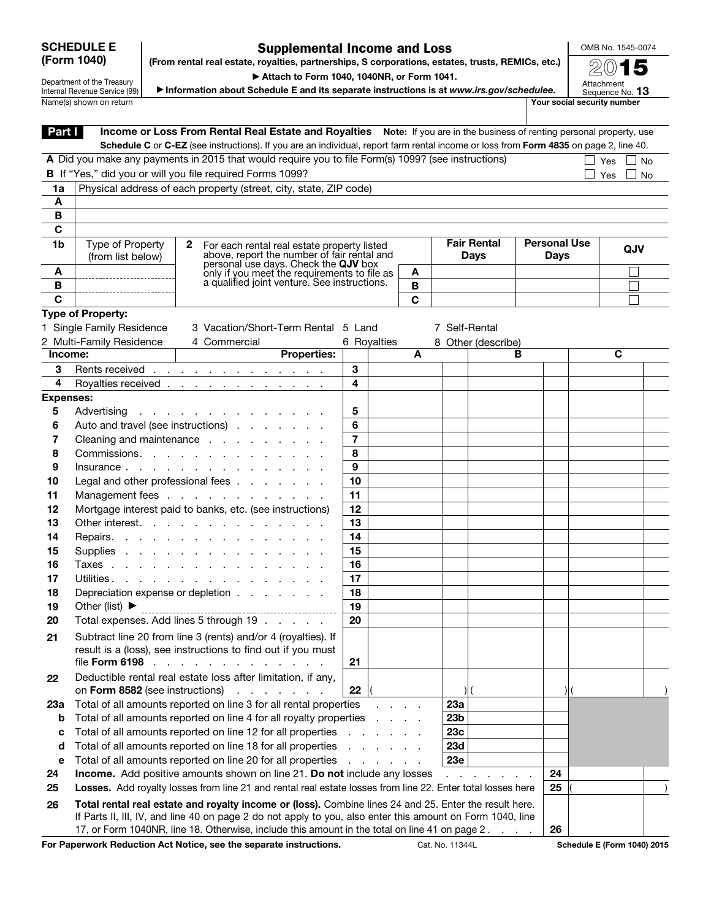# SCHEDULE E (Form 1040)

Department of the Treasury
Internal Revenue Service (99)

## Supplemental Income and Loss

**(From rental real estate, royalties, partnerships, S corporations, estates, trusts, REMICs, etc.)**

▶ Attach to Form 1040, 1040NR, or Form 1041.

▶ Information about Schedule E and its separate instructions is at *www.irs.gov/schedulee.*

OMB No. 1545-0074

**2015**

Attachment Sequence No. **13**

Name(s) shown on return | **Your social security number**

**Part I** **Income or Loss From Rental Real Estate and Royalties** **Note:** If you are in the business of renting personal property, use **Schedule C** or **C-EZ** (see instructions). If you are an individual, report farm rental income or loss from **Form 4835** on page 2, line 40.

**A** Did you make any payments in 2015 that would require you to file Form(s) 1099? (see instructions) ☐ Yes ☐ No

**B** If "Yes," did you or will you file required Forms 1099? ☐ Yes ☐ No

| **1a** | Physical address of each property (street, city, state, ZIP code) |
|---|---|
| **A** | |
| **B** | |
| **C** | |

| **1b** | Type of Property (from list below) | **2** For each rental real estate property listed above, report the number of fair rental and personal use days. Check the **QJV** box only if you meet the requirements to file as a qualified joint venture. See instructions. | | **Fair Rental Days** | **Personal Use Days** | **QJV** |
|---|---|---|---|---|---|---|
| **A** | | | **A** | | | ☐ |
| **B** | | | **B** | | | ☐ |
| **C** | | | **C** | | | ☐ |

**Type of Property:**

1 Single Family Residence
2 Multi-Family Residence
3 Vacation/Short-Term Rental
4 Commercial
5 Land
6 Royalties
7 Self-Rental
8 Other (describe)

| **Income:** | **Properties:** | | **A** | **B** | **C** |
|---|---|---|---|---|---|
| **3** | Rents received | **3** | | | |
| **4** | Royalties received | **4** | | | |
| **Expenses:** | | | | | |
| **5** | Advertising | **5** | | | |
| **6** | Auto and travel (see instructions) | **6** | | | |
| **7** | Cleaning and maintenance | **7** | | | |
| **8** | Commissions | **8** | | | |
| **9** | Insurance | **9** | | | |
| **10** | Legal and other professional fees | **10** | | | |
| **11** | Management fees | **11** | | | |
| **12** | Mortgage interest paid to banks, etc. (see instructions) | **12** | | | |
| **13** | Other interest | **13** | | | |
| **14** | Repairs | **14** | | | |
| **15** | Supplies | **15** | | | |
| **16** | Taxes | **16** | | | |
| **17** | Utilities | **17** | | | |
| **18** | Depreciation expense or depletion | **18** | | | |
| **19** | Other (list) ▶ | **19** | | | |
| **20** | Total expenses. Add lines 5 through 19 | **20** | | | |
| **21** | Subtract line 20 from line 3 (rents) and/or 4 (royalties). If result is a (loss), see instructions to find out if you must file **Form 6198** | **21** | | | |
| **22** | Deductible rental real estate loss after limitation, if any, on **Form 8582** (see instructions) | **22** | ( ) | ( ) | ( ) |

| | | | |
|---|---|---|---|
| **23a** | Total of all amounts reported on line 3 for all rental properties | **23a** | |
| **b** | Total of all amounts reported on line 4 for all royalty properties | **23b** | |
| **c** | Total of all amounts reported on line 12 for all properties | **23c** | |
| **d** | Total of all amounts reported on line 18 for all properties | **23d** | |
| **e** | Total of all amounts reported on line 20 for all properties | **23e** | |
| **24** | **Income.** Add positive amounts shown on line 21. **Do not** include any losses | **24** | |
| **25** | **Losses.** Add royalty losses from line 21 and rental real estate losses from line 22. Enter total losses here | **25** | ( ) |
| **26** | **Total rental real estate and royalty income or (loss).** Combine lines 24 and 25. Enter the result here. If Parts II, III, IV, and line 40 on page 2 do not apply to you, also enter this amount on Form 1040, line 17, or Form 1040NR, line 18. Otherwise, include this amount in the total on line 41 on page 2 | **26** | |

**For Paperwork Reduction Act Notice, see the separate instructions.** Cat. No. 11344L **Schedule E (Form 1040) 2015**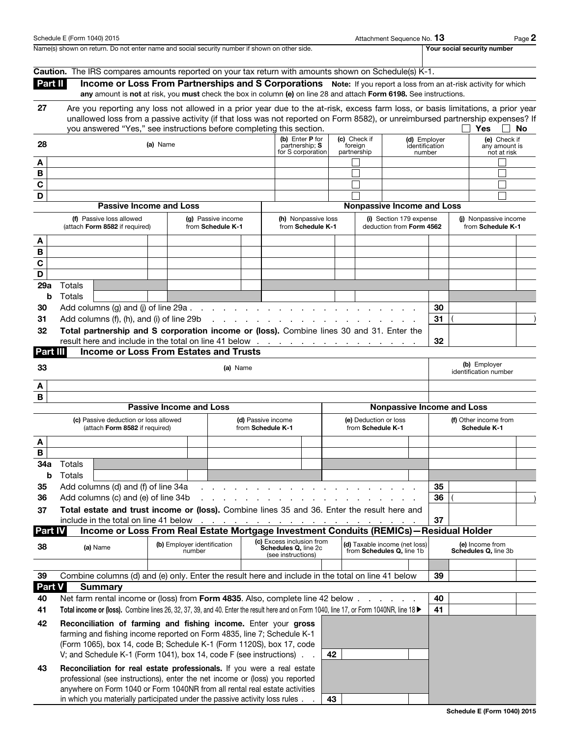Schedule E (Form 1040) 2015 — Attachment Sequence No. **13**

Name(s) shown on return. Do not enter name and social security number if shown on other side. | **Your social security number**

**Caution.** The IRS compares amounts reported on your tax return with amounts shown on Schedule(s) K-1.

## Part II Income or Loss From Partnerships and S Corporations

**Note:** If you report a loss from an at-risk activity for which **any** amount is **not** at risk, you **must** check the box in column **(e)** on line 28 and attach **Form 6198.** See instructions.

**27** Are you reporting any loss not allowed in a prior year due to the at-risk, excess farm loss, or basis limitations, a prior year unallowed loss from a passive activity (if that loss was not reported on Form 8582), or unreimbursed partnership expenses? If you answered "Yes," see instructions before completing this section. ☐ **Yes** ☐ **No**

| 28 | (a) Name | (b) Enter **P** for partnership; **S** for S corporation | (c) Check if foreign partnership | (d) Employer identification number | (e) Check if any amount is not at risk |
|---|---|---|---|---|---|
| A | | | ☐ | | ☐ |
| B | | | ☐ | | ☐ |
| C | | | ☐ | | ☐ |
| D | | | ☐ | | ☐ |

| | Passive Income and Loss | | Nonpassive Income and Loss | | |
|---|---|---|---|---|---|
| | (f) Passive loss allowed (attach **Form 8582** if required) | (g) Passive income from **Schedule K-1** | (h) Nonpassive loss from **Schedule K-1** | (i) Section 179 expense deduction from **Form 4562** | (j) Nonpassive income from **Schedule K-1** |
| A | | | | | |
| B | | | | | |
| C | | | | | |
| D | | | | | |
| 29a Totals | | | | | |
| b Totals | | | | | |

| | | | |
|---|---|---|---|
| 30 | Add columns (g) and (j) of line 29a | 30 | |
| 31 | Add columns (f), (h), and (i) of line 29b | 31 | ( ) |
| 32 | **Total partnership and S corporation income or (loss).** Combine lines 30 and 31. Enter the result here and include in the total on line 41 below | 32 | |

## Part III Income or Loss From Estates and Trusts

| 33 | (a) Name | (b) Employer identification number |
|---|---|---|
| A | | |
| B | | |

| | Passive Income and Loss | | Nonpassive Income and Loss | |
|---|---|---|---|---|
| | (c) Passive deduction or loss allowed (attach **Form 8582** if required) | (d) Passive income from **Schedule K-1** | (e) Deduction or loss from **Schedule K-1** | (f) Other income from **Schedule K-1** |
| A | | | | |
| B | | | | |
| 34a Totals | | | | |
| b Totals | | | | |

| | | | |
|---|---|---|---|
| 35 | Add columns (d) and (f) of line 34a | 35 | |
| 36 | Add columns (c) and (e) of line 34b | 36 | ( ) |
| 37 | **Total estate and trust income or (loss).** Combine lines 35 and 36. Enter the result here and include in the total on line 41 below | 37 | |

## Part IV Income or Loss From Real Estate Mortgage Investment Conduits (REMICs)—Residual Holder

| 38 | (a) Name | (b) Employer identification number | (c) Excess inclusion from **Schedules Q,** line 2c (see instructions) | (d) Taxable income (net loss) from **Schedules Q,** line 1b | (e) Income from **Schedules Q,** line 3b |
|---|---|---|---|---|---|
| | | | | | |

| | | | |
|---|---|---|---|
| 39 | Combine columns (d) and (e) only. Enter the result here and include in the total on line 41 below | 39 | |

## Part V Summary

| | | | |
|---|---|---|---|
| 40 | Net farm rental income or (loss) from **Form 4835**. Also, complete line 42 below | 40 | |
| 41 | **Total income or (loss).** Combine lines 26, 32, 37, 39, and 40. Enter the result here and on Form 1040, line 17, or Form 1040NR, line 18 ▶ | 41 | |
| 42 | **Reconciliation of farming and fishing income.** Enter your **gross** farming and fishing income reported on Form 4835, line 7; Schedule K-1 (Form 1065), box 14, code B; Schedule K-1 (Form 1120S), box 17, code V; and Schedule K-1 (Form 1041), box 14, code F (see instructions) | 42 | |
| 43 | **Reconciliation for real estate professionals.** If you were a real estate professional (see instructions), enter the net income or (loss) you reported anywhere on Form 1040 or Form 1040NR from all rental real estate activities in which you materially participated under the passive activity loss rules | 43 | |

**Schedule E (Form 1040) 2015**